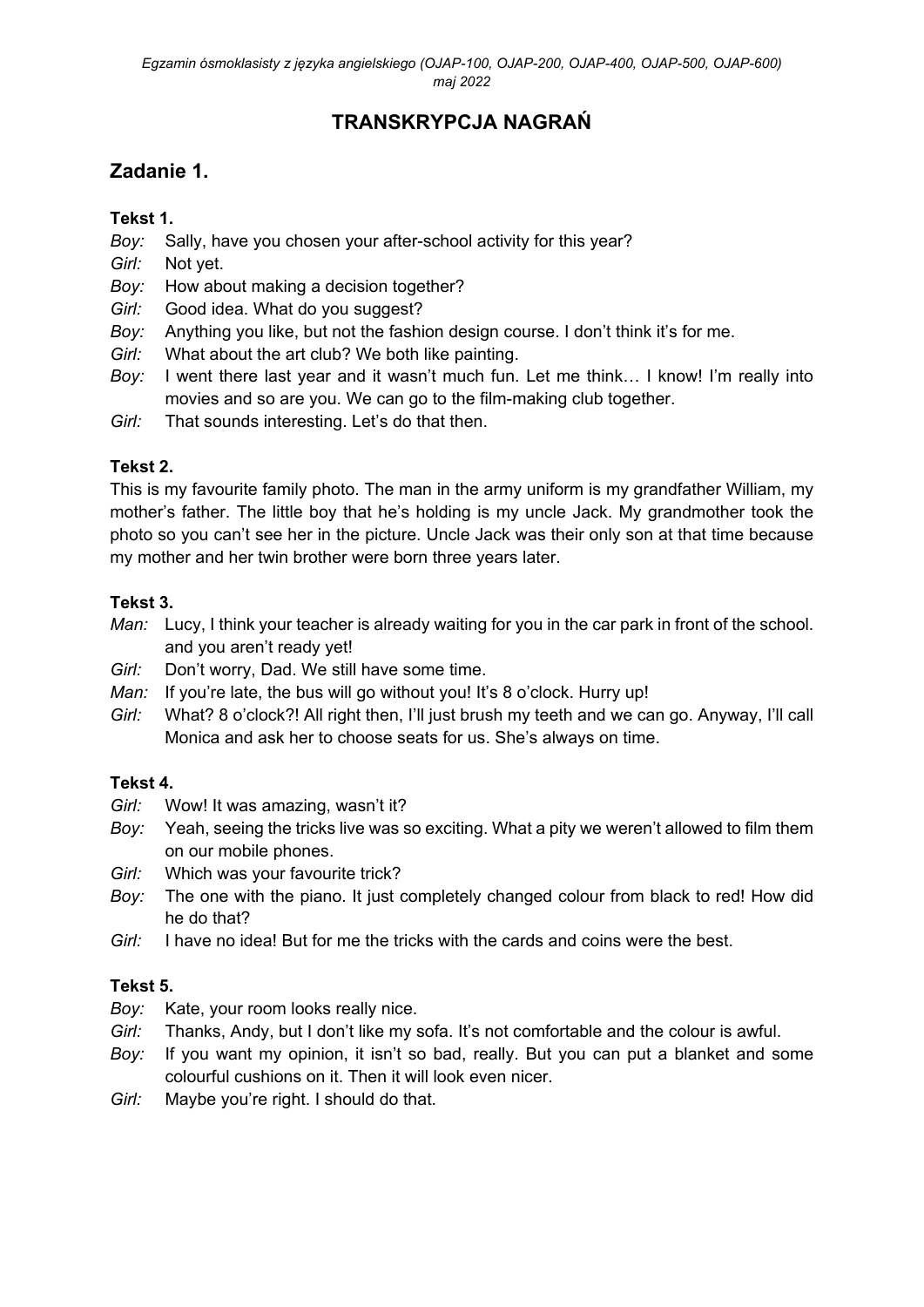# TRANSKRYPCJA NAGRAŃ

## Zadanie 1.

### Tekst 1.

*Boy:* Sally, have you chosen your after-school activity for this year?
*Girl:* Not yet.
*Boy:* How about making a decision together?
*Girl:* Good idea. What do you suggest?
*Boy:* Anything you like, but not the fashion design course. I don't think it's for me.
*Girl:* What about the art club? We both like painting.
*Boy:* I went there last year and it wasn't much fun. Let me think… I know! I'm really into movies and so are you. We can go to the film-making club together.
*Girl:* That sounds interesting. Let's do that then.

### Tekst 2.

This is my favourite family photo. The man in the army uniform is my grandfather William, my mother's father. The little boy that he's holding is my uncle Jack. My grandmother took the photo so you can't see her in the picture. Uncle Jack was their only son at that time because my mother and her twin brother were born three years later.

### Tekst 3.

*Man:* Lucy, I think your teacher is already waiting for you in the car park in front of the school. and you aren't ready yet!
*Girl:* Don't worry, Dad. We still have some time.
*Man:* If you're late, the bus will go without you! It's 8 o'clock. Hurry up!
*Girl:* What? 8 o'clock?! All right then, I'll just brush my teeth and we can go. Anyway, I'll call Monica and ask her to choose seats for us. She's always on time.

### Tekst 4.

*Girl:* Wow! It was amazing, wasn't it?
*Boy:* Yeah, seeing the tricks live was so exciting. What a pity we weren't allowed to film them on our mobile phones.
*Girl:* Which was your favourite trick?
*Boy:* The one with the piano. It just completely changed colour from black to red! How did he do that?
*Girl:* I have no idea! But for me the tricks with the cards and coins were the best.

### Tekst 5.

*Boy:* Kate, your room looks really nice.
*Girl:* Thanks, Andy, but I don't like my sofa. It's not comfortable and the colour is awful.
*Boy:* If you want my opinion, it isn't so bad, really. But you can put a blanket and some colourful cushions on it. Then it will look even nicer.
*Girl:* Maybe you're right. I should do that.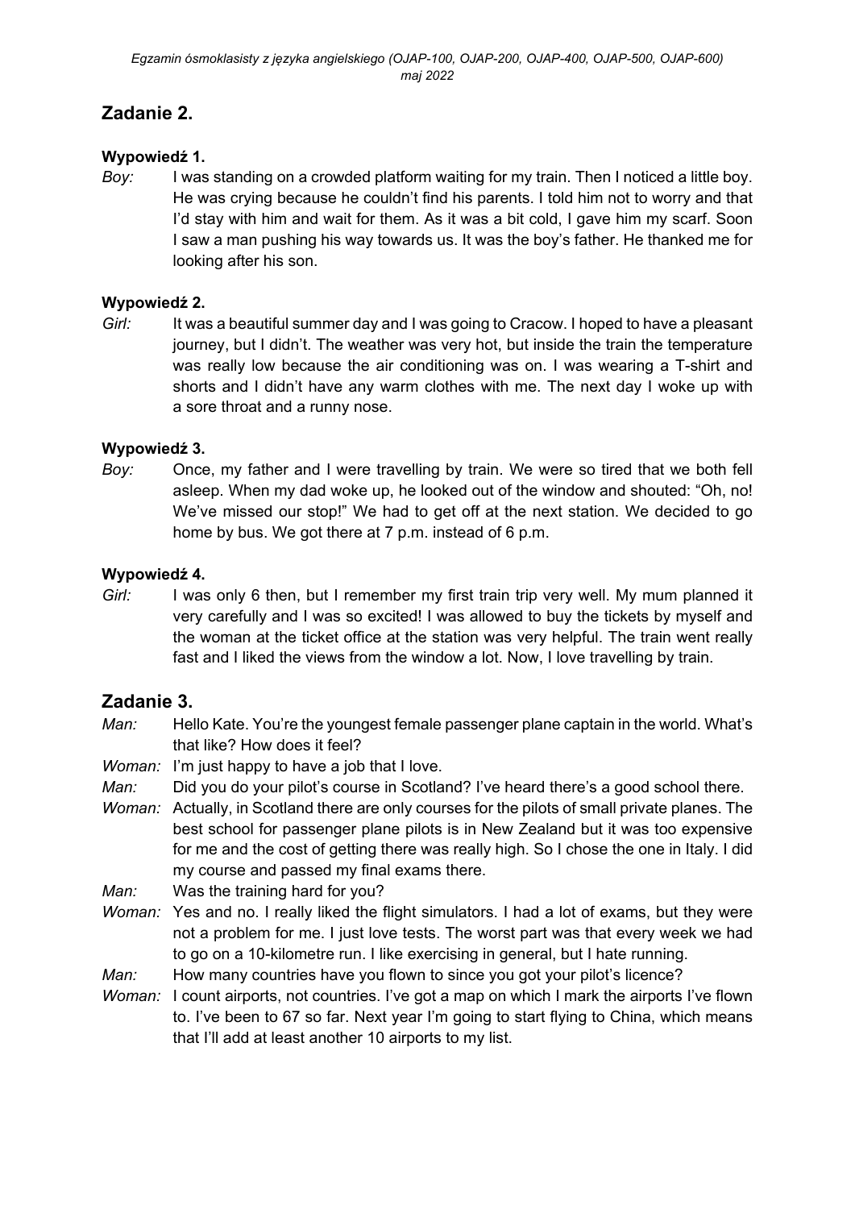## Zadanie 2.

**Wypowiedź 1.**

*Boy:* I was standing on a crowded platform waiting for my train. Then I noticed a little boy. He was crying because he couldn't find his parents. I told him not to worry and that I'd stay with him and wait for them. As it was a bit cold, I gave him my scarf. Soon I saw a man pushing his way towards us. It was the boy's father. He thanked me for looking after his son.

**Wypowiedź 2.**

*Girl:* It was a beautiful summer day and I was going to Cracow. I hoped to have a pleasant journey, but I didn't. The weather was very hot, but inside the train the temperature was really low because the air conditioning was on. I was wearing a T-shirt and shorts and I didn't have any warm clothes with me. The next day I woke up with a sore throat and a runny nose.

**Wypowiedź 3.**

*Boy:* Once, my father and I were travelling by train. We were so tired that we both fell asleep. When my dad woke up, he looked out of the window and shouted: "Oh, no! We've missed our stop!" We had to get off at the next station. We decided to go home by bus. We got there at 7 p.m. instead of 6 p.m.

**Wypowiedź 4.**

*Girl:* I was only 6 then, but I remember my first train trip very well. My mum planned it very carefully and I was so excited! I was allowed to buy the tickets by myself and the woman at the ticket office at the station was very helpful. The train went really fast and I liked the views from the window a lot. Now, I love travelling by train.

## Zadanie 3.

*Man:* Hello Kate. You're the youngest female passenger plane captain in the world. What's that like? How does it feel?

*Woman:* I'm just happy to have a job that I love.

*Man:* Did you do your pilot's course in Scotland? I've heard there's a good school there.

*Woman:* Actually, in Scotland there are only courses for the pilots of small private planes. The best school for passenger plane pilots is in New Zealand but it was too expensive for me and the cost of getting there was really high. So I chose the one in Italy. I did my course and passed my final exams there.

*Man:* Was the training hard for you?

*Woman:* Yes and no. I really liked the flight simulators. I had a lot of exams, but they were not a problem for me. I just love tests. The worst part was that every week we had to go on a 10-kilometre run. I like exercising in general, but I hate running.

*Man:* How many countries have you flown to since you got your pilot's licence?

*Woman:* I count airports, not countries. I've got a map on which I mark the airports I've flown to. I've been to 67 so far. Next year I'm going to start flying to China, which means that I'll add at least another 10 airports to my list.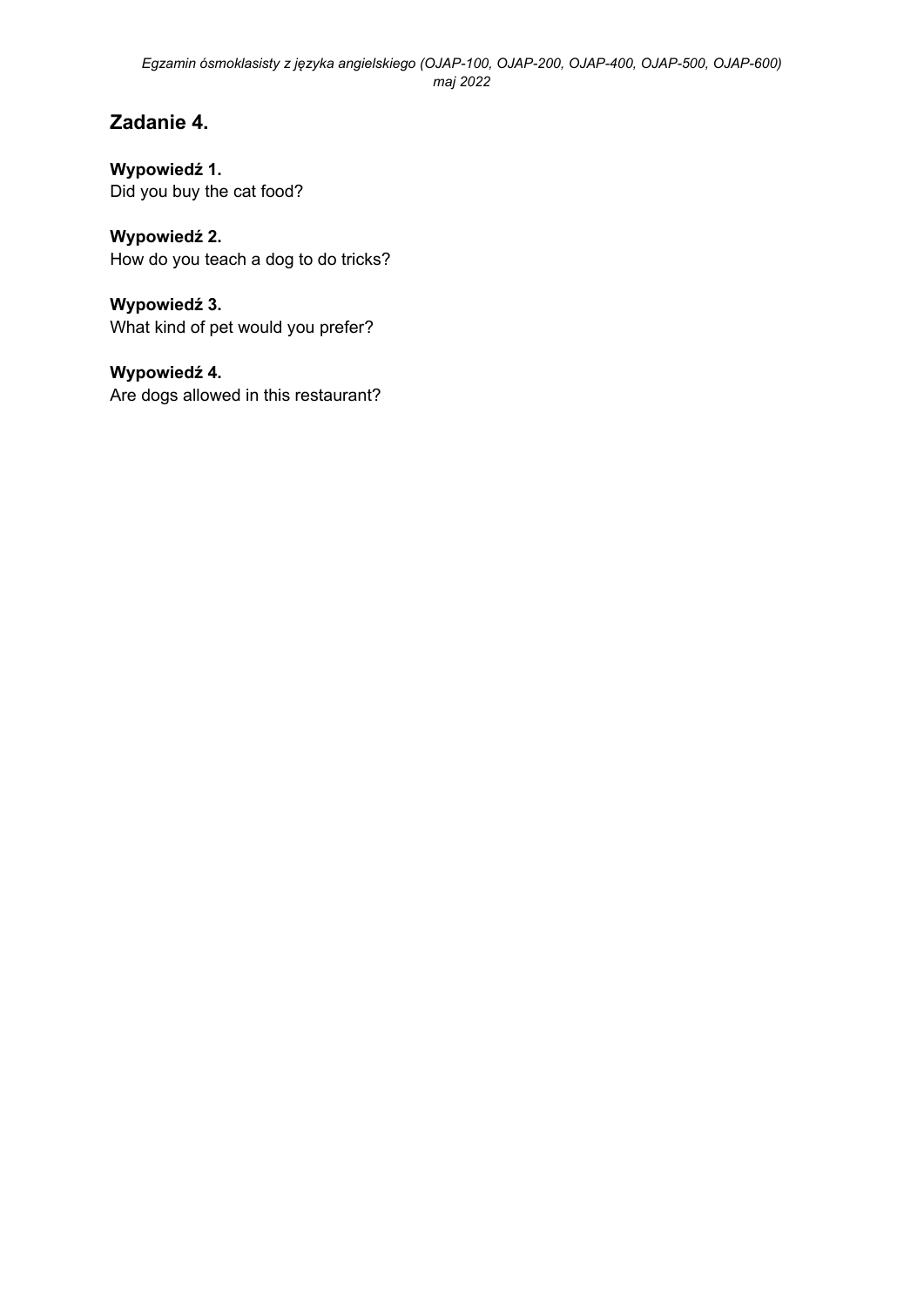## Zadanie 4.

**Wypowiedź 1.**
Did you buy the cat food?

**Wypowiedź 2.**
How do you teach a dog to do tricks?

**Wypowiedź 3.**
What kind of pet would you prefer?

**Wypowiedź 4.**
Are dogs allowed in this restaurant?